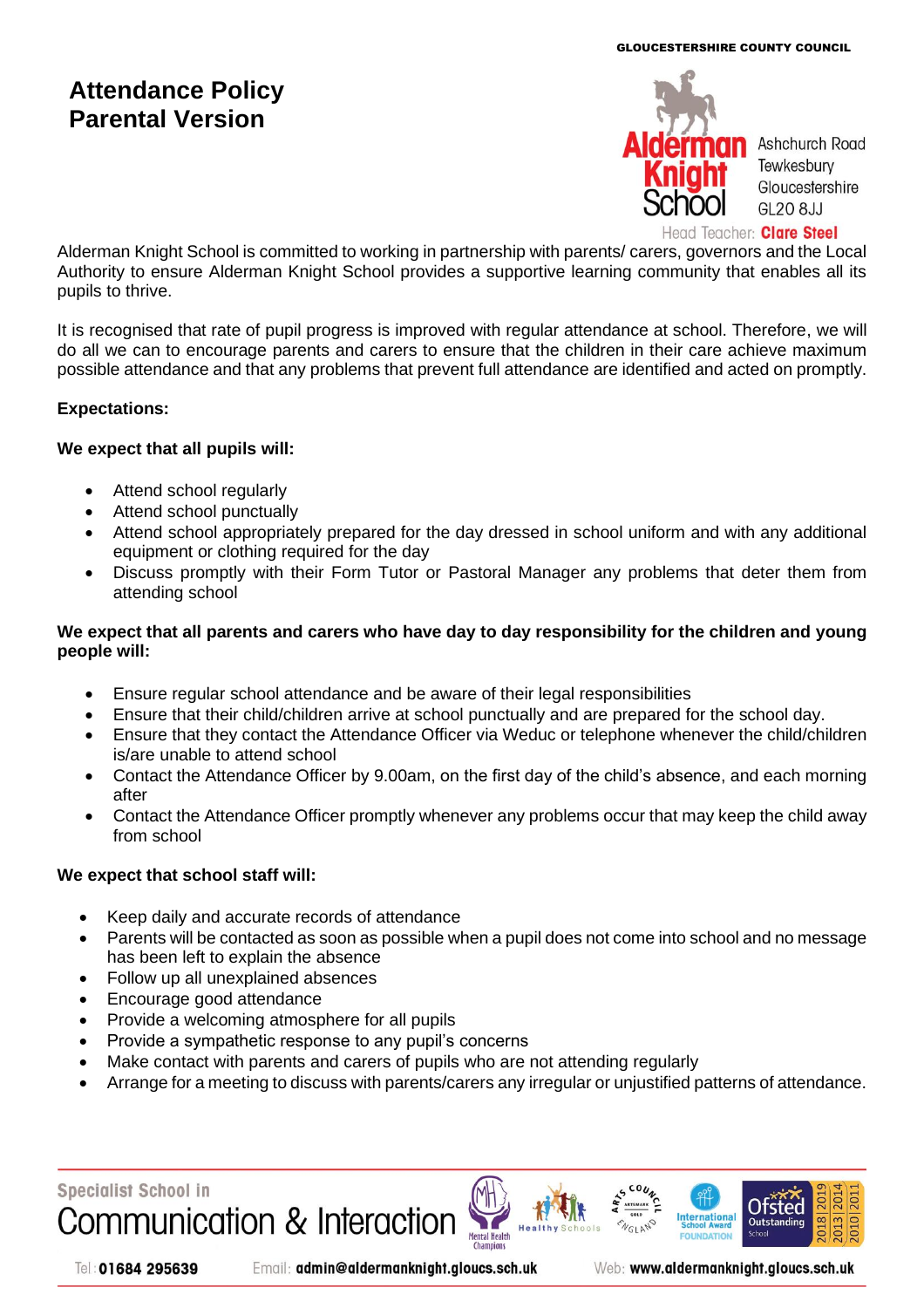GLOUCESTERSHIRE COUNTY COUNCIL

# Attendance Policy
# Parental Version

Alderman Knight School
Ashchurch Road
Tewkesbury
Gloucestershire
GL20 8JJ

Head Teacher: **Clare Steel**

Alderman Knight School is committed to working in partnership with parents/ carers, governors and the Local Authority to ensure Alderman Knight School provides a supportive learning community that enables all its pupils to thrive.

It is recognised that rate of pupil progress is improved with regular attendance at school. Therefore, we will do all we can to encourage parents and carers to ensure that the children in their care achieve maximum possible attendance and that any problems that prevent full attendance are identified and acted on promptly.

**Expectations:**

**We expect that all pupils will:**

- Attend school regularly
- Attend school punctually
- Attend school appropriately prepared for the day dressed in school uniform and with any additional equipment or clothing required for the day
- Discuss promptly with their Form Tutor or Pastoral Manager any problems that deter them from attending school

**We expect that all parents and carers who have day to day responsibility for the children and young people will:**

- Ensure regular school attendance and be aware of their legal responsibilities
- Ensure that their child/children arrive at school punctually and are prepared for the school day.
- Ensure that they contact the Attendance Officer via Weduc or telephone whenever the child/children is/are unable to attend school
- Contact the Attendance Officer by 9.00am, on the first day of the child's absence, and each morning after
- Contact the Attendance Officer promptly whenever any problems occur that may keep the child away from school

**We expect that school staff will:**

- Keep daily and accurate records of attendance
- Parents will be contacted as soon as possible when a pupil does not come into school and no message has been left to explain the absence
- Follow up all unexplained absences
- Encourage good attendance
- Provide a welcoming atmosphere for all pupils
- Provide a sympathetic response to any pupil's concerns
- Make contact with parents and carers of pupils who are not attending regularly
- Arrange for a meeting to discuss with parents/carers any irregular or unjustified patterns of attendance.

Specialist School in
Communication & Interaction

Tel: **01684 295639** Email: **admin@aldermanknight.gloucs.sch.uk** Web: **www.aldermanknight.gloucs.sch.uk**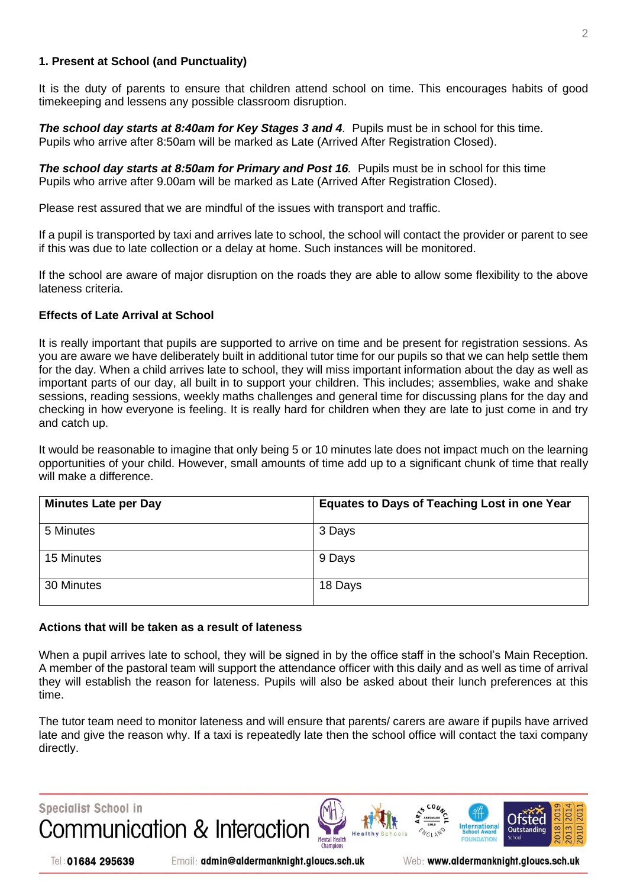### 1. Present at School (and Punctuality)

It is the duty of parents to ensure that children attend school on time. This encourages habits of good timekeeping and lessens any possible classroom disruption.

***The school day starts at 8:40am for Key Stages 3 and 4.*** Pupils must be in school for this time. Pupils who arrive after 8:50am will be marked as Late (Arrived After Registration Closed).

***The school day starts at 8:50am for Primary and Post 16.*** Pupils must be in school for this time Pupils who arrive after 9.00am will be marked as Late (Arrived After Registration Closed).

Please rest assured that we are mindful of the issues with transport and traffic.

If a pupil is transported by taxi and arrives late to school, the school will contact the provider or parent to see if this was due to late collection or a delay at home. Such instances will be monitored.

If the school are aware of major disruption on the roads they are able to allow some flexibility to the above lateness criteria.

### Effects of Late Arrival at School

It is really important that pupils are supported to arrive on time and be present for registration sessions. As you are aware we have deliberately built in additional tutor time for our pupils so that we can help settle them for the day. When a child arrives late to school, they will miss important information about the day as well as important parts of our day, all built in to support your children. This includes; assemblies, wake and shake sessions, reading sessions, weekly maths challenges and general time for discussing plans for the day and checking in how everyone is feeling. It is really hard for children when they are late to just come in and try and catch up.

It would be reasonable to imagine that only being 5 or 10 minutes late does not impact much on the learning opportunities of your child. However, small amounts of time add up to a significant chunk of time that really will make a difference.

| Minutes Late per Day | Equates to Days of Teaching Lost in one Year |
|---|---|
| 5 Minutes | 3 Days |
| 15 Minutes | 9 Days |
| 30 Minutes | 18 Days |

### Actions that will be taken as a result of lateness

When a pupil arrives late to school, they will be signed in by the office staff in the school's Main Reception. A member of the pastoral team will support the attendance officer with this daily and as well as time of arrival they will establish the reason for lateness. Pupils will also be asked about their lunch preferences at this time.

The tutor team need to monitor lateness and will ensure that parents/ carers are aware if pupils have arrived late and give the reason why. If a taxi is repeatedly late then the school office will contact the taxi company directly.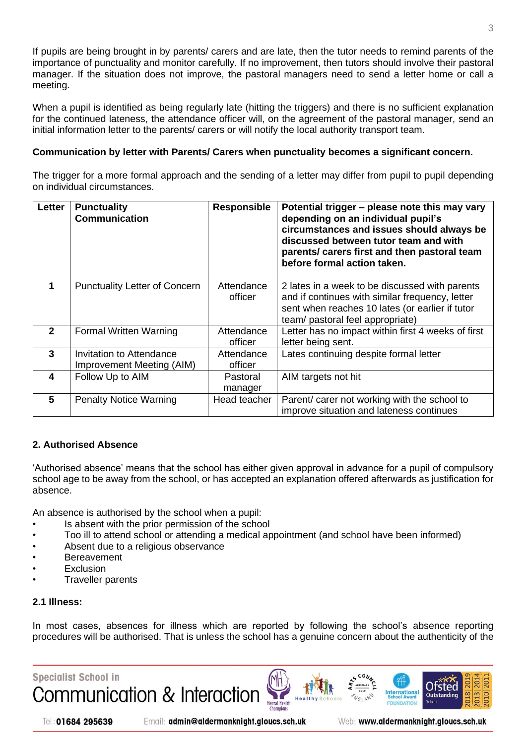If pupils are being brought in by parents/ carers and are late, then the tutor needs to remind parents of the importance of punctuality and monitor carefully. If no improvement, then tutors should involve their pastoral manager. If the situation does not improve, the pastoral managers need to send a letter home or call a meeting.

When a pupil is identified as being regularly late (hitting the triggers) and there is no sufficient explanation for the continued lateness, the attendance officer will, on the agreement of the pastoral manager, send an initial information letter to the parents/ carers or will notify the local authority transport team.

**Communication by letter with Parents/ Carers when punctuality becomes a significant concern.**

The trigger for a more formal approach and the sending of a letter may differ from pupil to pupil depending on individual circumstances.

| Letter | Punctuality Communication | Responsible | Potential trigger – please note this may vary depending on an individual pupil's circumstances and issues should always be discussed between tutor team and with parents/ carers first and then pastoral team before formal action taken. |
|---|---|---|---|
| 1 | Punctuality Letter of Concern | Attendance officer | 2 lates in a week to be discussed with parents and if continues with similar frequency, letter sent when reaches 10 lates (or earlier if tutor team/ pastoral feel appropriate) |
| 2 | Formal Written Warning | Attendance officer | Letter has no impact within first 4 weeks of first letter being sent. |
| 3 | Invitation to Attendance Improvement Meeting (AIM) | Attendance officer | Lates continuing despite formal letter |
| 4 | Follow Up to AIM | Pastoral manager | AIM targets not hit |
| 5 | Penalty Notice Warning | Head teacher | Parent/ carer not working with the school to improve situation and lateness continues |

### 2. Authorised Absence

'Authorised absence' means that the school has either given approval in advance for a pupil of compulsory school age to be away from the school, or has accepted an explanation offered afterwards as justification for absence.

An absence is authorised by the school when a pupil:

- Is absent with the prior permission of the school
- Too ill to attend school or attending a medical appointment (and school have been informed)
- Absent due to a religious observance
- Bereavement
- Exclusion
- Traveller parents

#### 2.1 Illness:

In most cases, absences for illness which are reported by following the school's absence reporting procedures will be authorised. That is unless the school has a genuine concern about the authenticity of the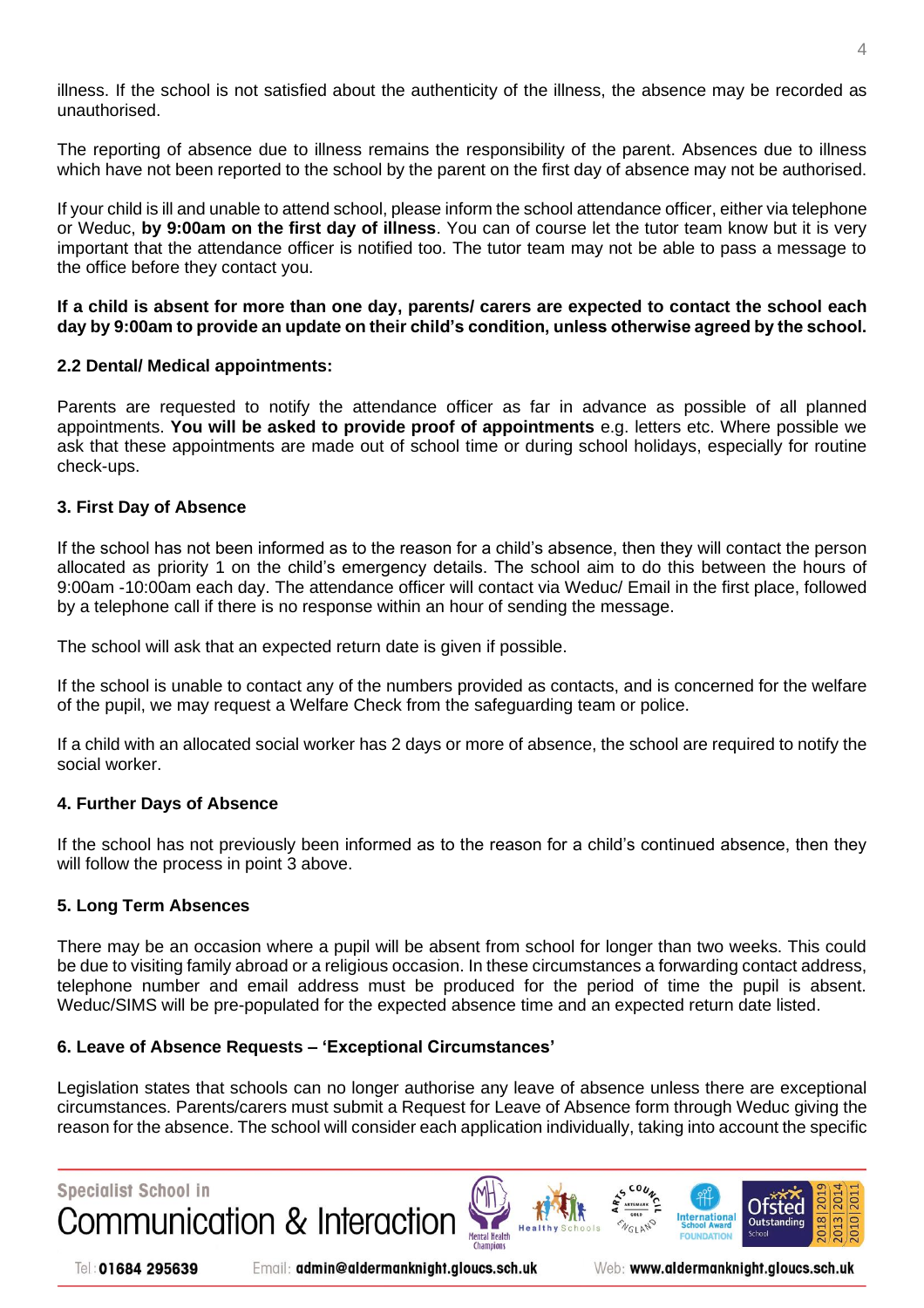illness. If the school is not satisfied about the authenticity of the illness, the absence may be recorded as unauthorised.

The reporting of absence due to illness remains the responsibility of the parent. Absences due to illness which have not been reported to the school by the parent on the first day of absence may not be authorised.

If your child is ill and unable to attend school, please inform the school attendance officer, either via telephone or Weduc, **by 9:00am on the first day of illness**. You can of course let the tutor team know but it is very important that the attendance officer is notified too. The tutor team may not be able to pass a message to the office before they contact you.

**If a child is absent for more than one day, parents/ carers are expected to contact the school each day by 9:00am to provide an update on their child's condition, unless otherwise agreed by the school.**

### 2.2 Dental/ Medical appointments:

Parents are requested to notify the attendance officer as far in advance as possible of all planned appointments. **You will be asked to provide proof of appointments** e.g. letters etc. Where possible we ask that these appointments are made out of school time or during school holidays, especially for routine check-ups.

## 3. First Day of Absence

If the school has not been informed as to the reason for a child's absence, then they will contact the person allocated as priority 1 on the child's emergency details. The school aim to do this between the hours of 9:00am -10:00am each day. The attendance officer will contact via Weduc/ Email in the first place, followed by a telephone call if there is no response within an hour of sending the message.

The school will ask that an expected return date is given if possible.

If the school is unable to contact any of the numbers provided as contacts, and is concerned for the welfare of the pupil, we may request a Welfare Check from the safeguarding team or police.

If a child with an allocated social worker has 2 days or more of absence, the school are required to notify the social worker.

## 4. Further Days of Absence

If the school has not previously been informed as to the reason for a child's continued absence, then they will follow the process in point 3 above.

## 5. Long Term Absences

There may be an occasion where a pupil will be absent from school for longer than two weeks. This could be due to visiting family abroad or a religious occasion. In these circumstances a forwarding contact address, telephone number and email address must be produced for the period of time the pupil is absent. Weduc/SIMS will be pre-populated for the expected absence time and an expected return date listed.

## 6. Leave of Absence Requests – 'Exceptional Circumstances'

Legislation states that schools can no longer authorise any leave of absence unless there are exceptional circumstances. Parents/carers must submit a Request for Leave of Absence form through Weduc giving the reason for the absence. The school will consider each application individually, taking into account the specific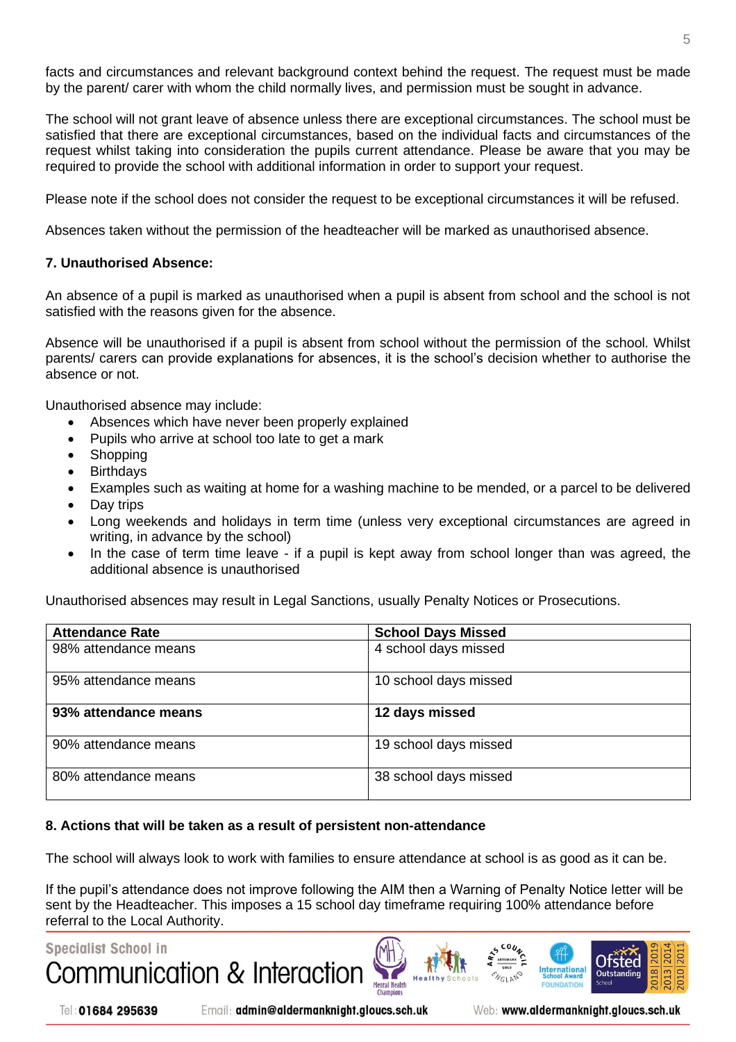facts and circumstances and relevant background context behind the request. The request must be made by the parent/ carer with whom the child normally lives, and permission must be sought in advance.

The school will not grant leave of absence unless there are exceptional circumstances. The school must be satisfied that there are exceptional circumstances, based on the individual facts and circumstances of the request whilst taking into consideration the pupils current attendance. Please be aware that you may be required to provide the school with additional information in order to support your request.

Please note if the school does not consider the request to be exceptional circumstances it will be refused.

Absences taken without the permission of the headteacher will be marked as unauthorised absence.

**7. Unauthorised Absence:**

An absence of a pupil is marked as unauthorised when a pupil is absent from school and the school is not satisfied with the reasons given for the absence.

Absence will be unauthorised if a pupil is absent from school without the permission of the school. Whilst parents/ carers can provide explanations for absences, it is the school's decision whether to authorise the absence or not.

Unauthorised absence may include:

- Absences which have never been properly explained
- Pupils who arrive at school too late to get a mark
- Shopping
- Birthdays
- Examples such as waiting at home for a washing machine to be mended, or a parcel to be delivered
- Day trips
- Long weekends and holidays in term time (unless very exceptional circumstances are agreed in writing, in advance by the school)
- In the case of term time leave - if a pupil is kept away from school longer than was agreed, the additional absence is unauthorised

Unauthorised absences may result in Legal Sanctions, usually Penalty Notices or Prosecutions.

| Attendance Rate | School Days Missed |
|---|---|
| 98% attendance means | 4 school days missed |
| 95% attendance means | 10 school days missed |
| **93% attendance means** | **12 days missed** |
| 90% attendance means | 19 school days missed |
| 80% attendance means | 38 school days missed |

**8. Actions that will be taken as a result of persistent non-attendance**

The school will always look to work with families to ensure attendance at school is as good as it can be.

If the pupil's attendance does not improve following the AIM then a Warning of Penalty Notice letter will be sent by the Headteacher. This imposes a 15 school day timeframe requiring 100% attendance before referral to the Local Authority.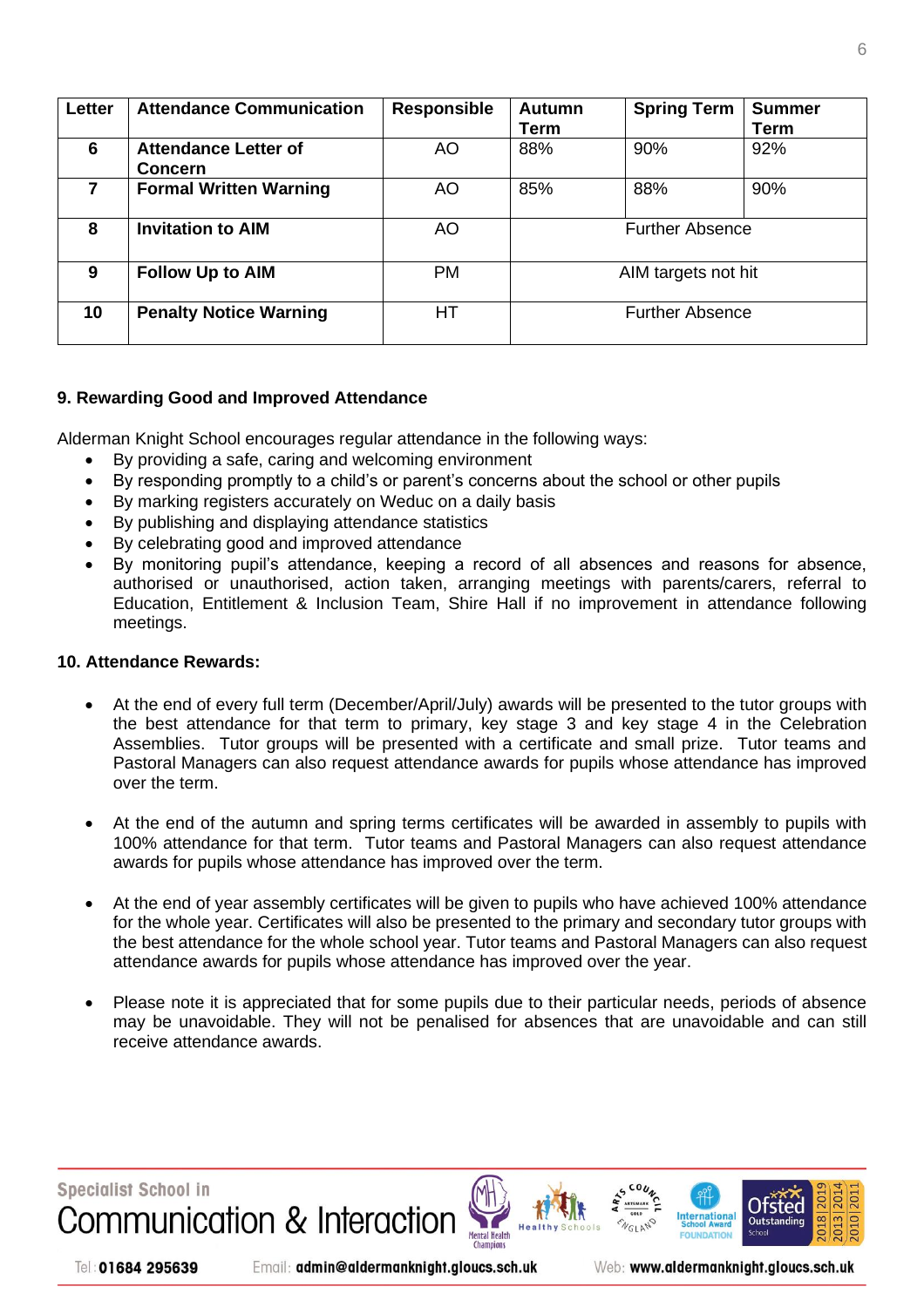| Letter | Attendance Communication | Responsible | Autumn Term | Spring Term | Summer Term |
|---|---|---|---|---|---|
| **6** | **Attendance Letter of Concern** | AO | 88% | 90% | 92% |
| **7** | **Formal Written Warning** | AO | 85% | 88% | 90% |
| **8** | **Invitation to AIM** | AO | Further Absence | | |
| **9** | **Follow Up to AIM** | PM | AIM targets not hit | | |
| **10** | **Penalty Notice Warning** | HT | Further Absence | | |

### 9. Rewarding Good and Improved Attendance

Alderman Knight School encourages regular attendance in the following ways:

- By providing a safe, caring and welcoming environment
- By responding promptly to a child's or parent's concerns about the school or other pupils
- By marking registers accurately on Weduc on a daily basis
- By publishing and displaying attendance statistics
- By celebrating good and improved attendance
- By monitoring pupil's attendance, keeping a record of all absences and reasons for absence, authorised or unauthorised, action taken, arranging meetings with parents/carers, referral to Education, Entitlement & Inclusion Team, Shire Hall if no improvement in attendance following meetings.

### 10. Attendance Rewards:

- At the end of every full term (December/April/July) awards will be presented to the tutor groups with the best attendance for that term to primary, key stage 3 and key stage 4 in the Celebration Assemblies. Tutor groups will be presented with a certificate and small prize. Tutor teams and Pastoral Managers can also request attendance awards for pupils whose attendance has improved over the term.

- At the end of the autumn and spring terms certificates will be awarded in assembly to pupils with 100% attendance for that term. Tutor teams and Pastoral Managers can also request attendance awards for pupils whose attendance has improved over the term.

- At the end of year assembly certificates will be given to pupils who have achieved 100% attendance for the whole year. Certificates will also be presented to the primary and secondary tutor groups with the best attendance for the whole school year. Tutor teams and Pastoral Managers can also request attendance awards for pupils whose attendance has improved over the year.

- Please note it is appreciated that for some pupils due to their particular needs, periods of absence may be unavoidable. They will not be penalised for absences that are unavoidable and can still receive attendance awards.